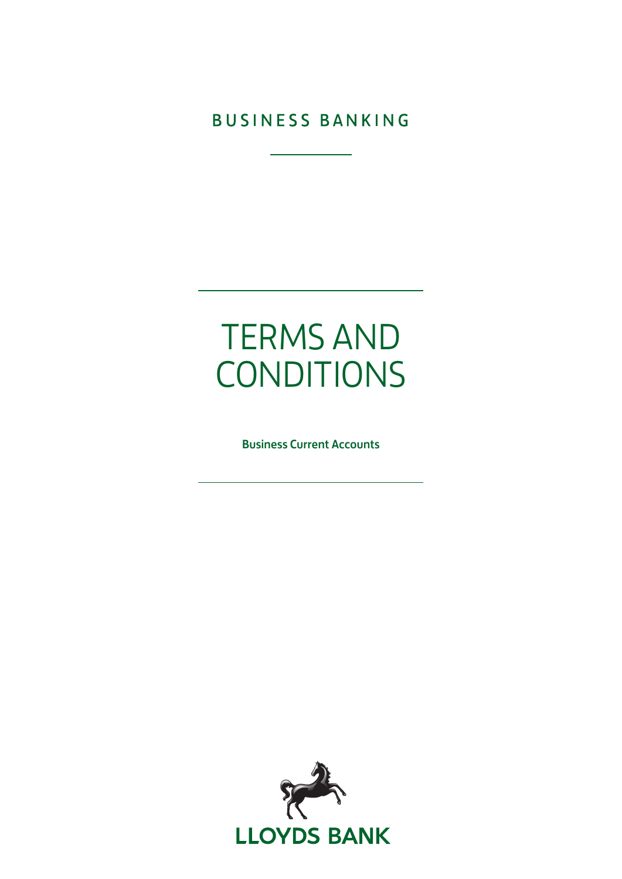BUSINESS BANKING

# TERMS AND CONDITIONS

**Business Current Accounts**

LLOYDS BANK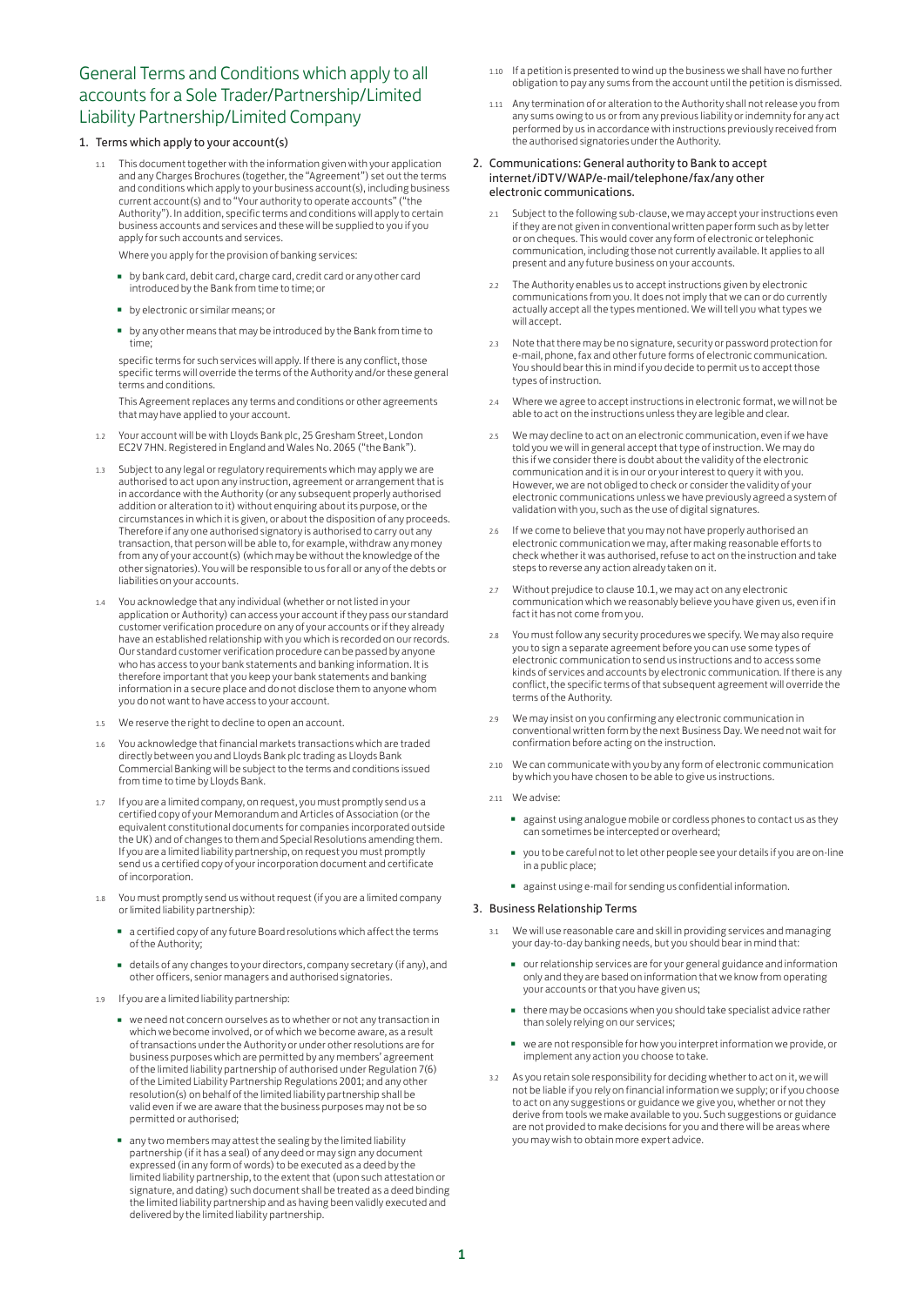# General Terms and Conditions which apply to all accounts for a Sole Trader/Partnership/Limited Liability Partnership/Limited Company

## 1. Terms which apply to your account(s)

1.1 This document together with the information given with your application and any Charges Brochures (together, the "Agreement") set out the terms and conditions which apply to your business account(s), including business current account(s) and to "Your authority to operate accounts" ("the Authority"). In addition, specific terms and conditions will apply to certain business accounts and services and these will be supplied to you if you apply for such accounts and services.

Where you apply for the provision of banking services:

- by bank card, debit card, charge card, credit card or any other card introduced by the Bank from time to time; or
- by electronic or similar means; or
- by any other means that may be introduced by the Bank from time to time;

specific terms for such services will apply. If there is any conflict, those specific terms will override the terms of the Authority and/or these general terms and conditions.

This Agreement replaces any terms and conditions or other agreements that may have applied to your account.

1.2 Your account will be with Lloyds Bank plc, 25 Gresham Street, London EC2V 7HN. Registered in England and Wales No. 2065 ("the Bank").

1.3 Subject to any legal or regulatory requirements which may apply we are authorised to act upon any instruction, agreement or arrangement that is in accordance with the Authority (or any subsequent properly authorised addition or alteration to it) without enquiring about its purpose, or the circumstances in which it is given, or about the disposition of any proceeds. Therefore if any one authorised signatory is authorised to carry out any transaction, that person will be able to, for example, withdraw any money from any of your account(s) (which may be without the knowledge of the other signatories). You will be responsible to us for all or any of the debts or liabilities on your accounts.

1.4 You acknowledge that any individual (whether or not listed in your application or Authority) can access your account if they pass our standard customer verification procedure on any of your accounts or if they already have an established relationship with you which is recorded on our records. Our standard customer verification procedure can be passed by anyone who has access to your bank statements and banking information. It is therefore important that you keep your bank statements and banking information in a secure place and do not disclose them to anyone whom you do not want to have access to your account.

1.5 We reserve the right to decline to open an account.

1.6 You acknowledge that financial markets transactions which are traded directly between you and Lloyds Bank plc trading as Lloyds Bank Commercial Banking will be subject to the terms and conditions issued from time to time by Lloyds Bank.

1.7 If you are a limited company, on request, you must promptly send us a certified copy of your Memorandum and Articles of Association (or the equivalent constitutional documents for companies incorporated outside the UK) and of changes to them and Special Resolutions amending them. If you are a limited liability partnership, on request you must promptly send us a certified copy of your incorporation document and certificate of incorporation.

1.8 You must promptly send us without request (if you are a limited company or limited liability partnership):

- a certified copy of any future Board resolutions which affect the terms of the Authority;
- details of any changes to your directors, company secretary (if any), and other officers, senior managers and authorised signatories.

1.9 If you are a limited liability partnership:

- we need not concern ourselves as to whether or not any transaction in which we become involved, or of which we become aware, as a result of transactions under the Authority or under other resolutions are for business purposes which are permitted by any members' agreement of the limited liability partnership of authorised under Regulation 7(6) of the Limited Liability Partnership Regulations 2001; and any other resolution(s) on behalf of the limited liability partnership shall be valid even if we are aware that the business purposes may not be so permitted or authorised;
- any two members may attest the sealing by the limited liability partnership (if it has a seal) of any deed or may sign any document expressed (in any form of words) to be executed as a deed by the limited liability partnership, to the extent that (upon such attestation or signature, and dating) such document shall be treated as a deed binding the limited liability partnership and as having been validly executed and delivered by the limited liability partnership.

1.10 If a petition is presented to wind up the business we shall have no further obligation to pay any sums from the account until the petition is dismissed.

1.11 Any termination of or alteration to the Authority shall not release you from any sums owing to us or from any previous liability or indemnity for any act performed by us in accordance with instructions previously received from the authorised signatories under the Authority.

## 2. Communications: General authority to Bank to accept internet/iDTV/WAP/e-mail/telephone/fax/any other electronic communications.

2.1 Subject to the following sub-clause, we may accept your instructions even if they are not given in conventional written paper form such as by letter or on cheques. This would cover any form of electronic or telephonic communication, including those not currently available. It applies to all present and any future business on your accounts.

2.2 The Authority enables us to accept instructions given by electronic communications from you. It does not imply that we can or do currently actually accept all the types mentioned. We will tell you what types we will accept.

2.3 Note that there may be no signature, security or password protection for e-mail, phone, fax and other future forms of electronic communication. You should bear this in mind if you decide to permit us to accept those types of instruction.

2.4 Where we agree to accept instructions in electronic format, we will not be able to act on the instructions unless they are legible and clear.

2.5 We may decline to act on an electronic communication, even if we have told you we will in general accept that type of instruction. We may do this if we consider there is doubt about the validity of the electronic communication and it is in our or your interest to query it with you. However, we are not obliged to check or consider the validity of your electronic communications unless we have previously agreed a system of validation with you, such as the use of digital signatures.

2.6 If we come to believe that you may not have properly authorised an electronic communication we may, after making reasonable efforts to check whether it was authorised, refuse to act on the instruction and take steps to reverse any action already taken on it.

2.7 Without prejudice to clause 10.1, we may act on any electronic communication which we reasonably believe you have given us, even if in fact it has not come from you.

2.8 You must follow any security procedures we specify. We may also require you to sign a separate agreement before you can use some types of electronic communication to send us instructions and to access some kinds of services and accounts by electronic communication. If there is any conflict, the specific terms of that subsequent agreement will override the terms of the Authority.

2.9 We may insist on you confirming any electronic communication in conventional written form by the next Business Day. We need not wait for confirmation before acting on the instruction.

2.10 We can communicate with you by any form of electronic communication by which you have chosen to be able to give us instructions.

2.11 We advise:

- against using analogue mobile or cordless phones to contact us as they can sometimes be intercepted or overheard;
- you to be careful not to let other people see your details if you are on-line in a public place;
- against using e-mail for sending us confidential information.

## 3. Business Relationship Terms

3.1 We will use reasonable care and skill in providing services and managing your day-to-day banking needs, but you should bear in mind that:

- our relationship services are for your general guidance and information only and they are based on information that we know from operating your accounts or that you have given us;
- there may be occasions when you should take specialist advice rather than solely relying on our services;
- we are not responsible for how you interpret information we provide, or implement any action you choose to take.

3.2 As you retain sole responsibility for deciding whether to act on it, we will not be liable if you rely on financial information we supply; or if you choose to act on any suggestions or guidance we give you, whether or not they derive from tools we make available to you. Such suggestions or guidance are not provided to make decisions for you and there will be areas where you may wish to obtain more expert advice.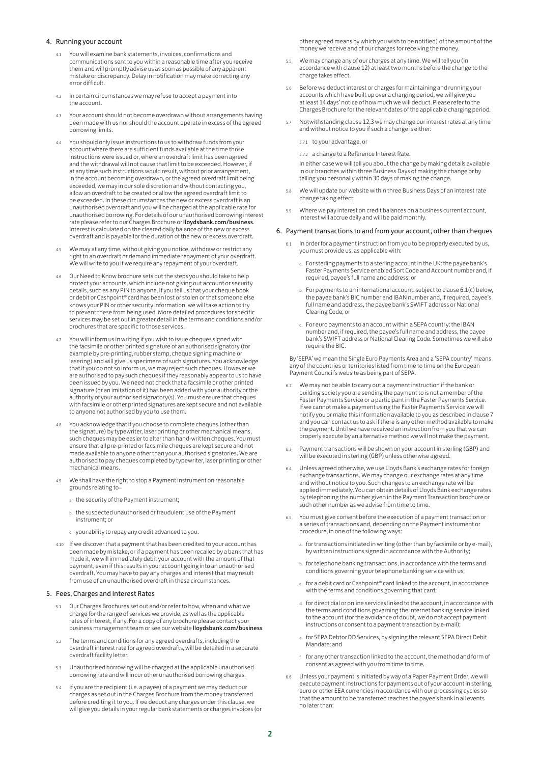## 4. Running your account

4.1 You will examine bank statements, invoices, confirmations and communications sent to you within a reasonable time after you receive them and will promptly advise us as soon as possible of any apparent mistake or discrepancy. Delay in notification may make correcting any error difficult.

4.2 In certain circumstances we may refuse to accept a payment into the account.

4.3 Your account should not become overdrawn without arrangements having been made with us nor should the account operate in excess of the agreed borrowing limits.

4.4 You should only issue instructions to us to withdraw funds from your account where there are sufficient funds available at the time those instructions were issued or, where an overdraft limit has been agreed and the withdrawal will not cause that limit to be exceeded. However, if at any time such instructions would result, without prior arrangement, in the account becoming overdrawn, or the agreed overdraft limit being exceeded, we may in our sole discretion and without contacting you, allow an overdraft to be created or allow the agreed overdraft limit to be exceeded. In these circumstances the new or excess overdraft is an unauthorised overdraft and you will be charged at the applicable rate for unauthorised borrowing. For details of our unauthorised borrowing interest rate please refer to our Charges Brochure or **lloydsbank.com/business**. Interest is calculated on the cleared daily balance of the new or excess overdraft and is payable for the duration of the new or excess overdraft.

4.5 We may at any time, without giving you notice, withdraw or restrict any right to an overdraft or demand immediate repayment of your overdraft. We will write to you if we require any repayment of your overdraft.

4.6 Our Need to Know brochure sets out the steps you should take to help protect your accounts, which include not giving out account or security details, such as any PIN to anyone. If you tell us that your cheque book or debit or Cashpoint® card has been lost or stolen or that someone else knows your PIN or other security information, we will take action to try to prevent these from being used. More detailed procedures for specific services may be set out in greater detail in the terms and conditions and/or brochures that are specific to those services.

4.7 You will inform us in writing if you wish to issue cheques signed with the facsimile or other printed signature of an authorised signatory (for example by pre-printing, rubber stamp, cheque signing machine or lasering) and will give us specimens of such signatures. You acknowledge that if you do not so inform us, we may reject such cheques. However we are authorised to pay such cheques if they reasonably appear to us to have been issued by you. We need not check that a facsimile or other printed signature (or an imitation of it) has been added with your authority or the authority of your authorised signatory(s). You must ensure that cheques with facsimile or other printed signatures are kept secure and not available to anyone not authorised by you to use them.

4.8 You acknowledge that if you choose to complete cheques (other than the signature) by typewriter, laser printing or other mechanical means, such cheques may be easier to alter than hand-written cheques. You must ensure that all pre-printed or facsimile cheques are kept secure and not made available to anyone other than your authorised signatories. We are authorised to pay cheques completed by typewriter, laser printing or other mechanical means.

4.9 We shall have the right to stop a Payment instrument on reasonable grounds relating to–

a. the security of the Payment instrument;

b. the suspected unauthorised or fraudulent use of the Payment instrument; or

c. your ability to repay any credit advanced to you.

4.10 If we discover that a payment that has been credited to your account has been made by mistake, or if a payment has been recalled by a bank that has made it, we will immediately debit your account with the amount of that payment, even if this results in your account going into an unauthorised overdraft. You may have to pay any charges and interest that may result from use of an unauthorised overdraft in these circumstances.

## 5. Fees, Charges and Interest Rates

5.1 Our Charges Brochures set out and/or refer to how, when and what we charge for the range of services we provide, as well as the applicable rates of interest, if any. For a copy of any brochure please contact your business management team or see our website **lloydsbank.com/business**

5.2 The terms and conditions for any agreed overdrafts, including the overdraft interest rate for agreed overdrafts, will be detailed in a separate overdraft facility letter.

5.3 Unauthorised borrowing will be charged at the applicable unauthorised borrowing rate and will incur other unauthorised borrowing charges.

5.4 If you are the recipient (i.e. a payee) of a payment we may deduct our charges as set out in the Charges Brochure from the money transferred before crediting it to you. If we deduct any charges under this clause, we will give you details in your regular bank statements or charges invoices (or other agreed means by which you wish to be notified) of the amount of the money we receive and of our charges for receiving the money.

5.5 We may change any of our charges at any time. We will tell you (in accordance with clause 12) at least two months before the change to the charge takes effect.

5.6 Before we deduct interest or charges for maintaining and running your accounts which have built up over a charging period, we will give you at least 14 days' notice of how much we will deduct. Please refer to the Charges Brochure for the relevant dates of the applicable charging period.

5.7 Notwithstanding clause 12.3 we may change our interest rates at any time and without notice to you if such a change is either:

5.7.1 to your advantage, or

5.7.2 a change to a Reference Interest Rate.

In either case we will tell you about the change by making details available in our branches within three Business Days of making the change or by telling you personally within 30 days of making the change.

5.8 We will update our website within three Business Days of an interest rate change taking effect.

5.9 Where we pay interest on credit balances on a business current account, interest will accrue daily and will be paid monthly.

## 6. Payment transactions to and from your account, other than cheques

6.1 In order for a payment instruction from you to be properly executed by us, you must provide us, as applicable with:

a. For sterling payments to a sterling account in the UK: the payee bank's Faster Payments Service enabled Sort Code and Account number and, if required, payee's full name and address; or

b. For payments to an international account: subject to clause 6.1(c) below, the payee bank's BIC number and IBAN number and, if required, payee's full name and address, the payee bank's SWIFT address or National Clearing Code; or

c. For euro payments to an account within a SEPA country: the IBAN number and, if required, the payee's full name and address, the payee bank's SWIFT address or National Clearing Code. Sometimes we will also require the BIC.

By 'SEPA' we mean the Single Euro Payments Area and a 'SEPA country' means any of the countries or territories listed from time to time on the European Payment Council's website as being part of SEPA.

6.2 We may not be able to carry out a payment instruction if the bank or building society you are sending the payment to is not a member of the Faster Payments Service or a participant in the Faster Payments Service. If we cannot make a payment using the Faster Payments Service we will notify you or make this information available to you as described in clause 7 and you can contact us to ask if there is any other method available to make the payment. Until we have received an instruction from you that we can properly execute by an alternative method we will not make the payment.

6.3 Payment transactions will be shown on your account in sterling (GBP) and will be executed in sterling (GBP) unless otherwise agreed.

6.4 Unless agreed otherwise, we use Lloyds Bank's exchange rates for foreign exchange transactions. We may change our exchange rates at any time and without notice to you. Such changes to an exchange rate will be applied immediately. You can obtain details of Lloyds Bank exchange rates by telephoning the number given in the Payment Transaction brochure or such other number as we advise from time to time.

6.5 You must give consent before the execution of a payment transaction or a series of transactions and, depending on the Payment instrument or procedure, in one of the following ways:

a. for transactions initiated in writing (other than by facsimile or by e-mail), by written instructions signed in accordance with the Authority;

b. for telephone banking transactions, in accordance with the terms and conditions governing your telephone banking service with us;

c. for a debit card or Cashpoint® card linked to the account, in accordance with the terms and conditions governing that card;

d. for direct dial or online services linked to the account, in accordance with the terms and conditions governing the internet banking service linked to the account (for the avoidance of doubt, we do not accept payment instructions or consent to a payment transaction by e-mail);

e. for SEPA Debtor DD Services, by signing the relevant SEPA Direct Debit Mandate; and

f. for any other transaction linked to the account, the method and form of consent as agreed with you from time to time.

6.6 Unless your payment is initiated by way of a Paper Payment Order, we will execute payment instructions for payments out of your account in sterling, euro or other EEA currencies in accordance with our processing cycles so that the amount to be transferred reaches the payee's bank in all events no later than: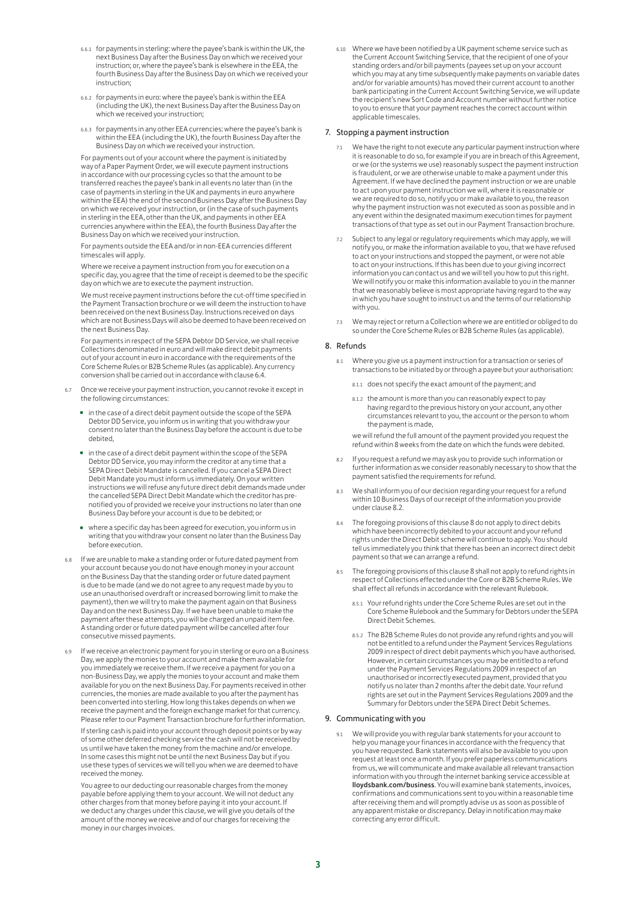6.6.1 for payments in sterling: where the payee's bank is within the UK, the next Business Day after the Business Day on which we received your instruction; or, where the payee's bank is elsewhere in the EEA, the fourth Business Day after the Business Day on which we received your instruction;

6.6.2 for payments in euro: where the payee's bank is within the EEA (including the UK), the next Business Day after the Business Day on which we received your instruction;

6.6.3 for payments in any other EEA currencies: where the payee's bank is within the EEA (including the UK), the fourth Business Day after the Business Day on which we received your instruction.

For payments out of your account where the payment is initiated by way of a Paper Payment Order, we will execute payment instructions in accordance with our processing cycles so that the amount to be transferred reaches the payee's bank in all events no later than (in the case of payments in sterling in the UK and payments in euro anywhere within the EEA) the end of the second Business Day after the Business Day on which we received your instruction, or (in the case of such payments in sterling in the EEA, other than the UK, and payments in other EEA currencies anywhere within the EEA), the fourth Business Day after the Business Day on which we received your instruction.

For payments outside the EEA and/or in non-EEA currencies different timescales will apply.

Where we receive a payment instruction from you for execution on a specific day, you agree that the time of receipt is deemed to be the specific day on which we are to execute the payment instruction.

We must receive payment instructions before the cut-off time specified in the Payment Transaction brochure or we will deem the instruction to have been received on the next Business Day. Instructions received on days which are not Business Days will also be deemed to have been received on the next Business Day.

For payments in respect of the SEPA Debtor DD Service, we shall receive Collections denominated in euro and will make direct debit payments out of your account in euro in accordance with the requirements of the Core Scheme Rules or B2B Scheme Rules (as applicable). Any currency conversion shall be carried out in accordance with clause 6.4.

6.7 Once we receive your payment instruction, you cannot revoke it except in the following circumstances:

- in the case of a direct debit payment outside the scope of the SEPA Debtor DD Service, you inform us in writing that you withdraw your consent no later than the Business Day before the account is due to be debited,
- in the case of a direct debit payment within the scope of the SEPA Debtor DD Service, you may inform the creditor at any time that a SEPA Direct Debit Mandate is cancelled. If you cancel a SEPA Direct Debit Mandate you must inform us immediately. On your written instructions we will refuse any future direct debit demands made under the cancelled SEPA Direct Debit Mandate which the creditor has pre-notified you of provided we receive your instructions no later than one Business Day before your account is due to be debited; or
- where a specific day has been agreed for execution, you inform us in writing that you withdraw your consent no later than the Business Day before execution.

6.8 If we are unable to make a standing order or future dated payment from your account because you do not have enough money in your account on the Business Day that the standing order or future dated payment is due to be made (and we do not agree to any request made by you to use an unauthorised overdraft or increased borrowing limit to make the payment), then we will try to make the payment again on that Business Day and on the next Business Day. If we have been unable to make the payment after these attempts, you will be charged an unpaid item fee. A standing order or future dated payment will be cancelled after four consecutive missed payments.

6.9 If we receive an electronic payment for you in sterling or euro on a Business Day, we apply the monies to your account and make them available for you immediately we receive them. If we receive a payment for you on a non-Business Day, we apply the monies to your account and make them available for you on the next Business Day. For payments received in other currencies, the monies are made available to you after the payment has been converted into sterling. How long this takes depends on when we receive the payment and the foreign exchange market for that currency. Please refer to our Payment Transaction brochure for further information.

If sterling cash is paid into your account through deposit points or by way of some other deferred checking service the cash will not be received by us until we have taken the money from the machine and/or envelope. In some cases this might not be until the next Business Day but if you use these types of services we will tell you when we are deemed to have received the money.

You agree to our deducting our reasonable charges from the money payable before applying them to your account. We will not deduct any other charges from that money before paying it into your account. If we deduct any charges under this clause, we will give you details of the amount of the money we receive and of our charges for receiving the money in our charges invoices.

6.10 Where we have been notified by a UK payment scheme service such as the Current Account Switching Service, that the recipient of one of your standing orders and/or bill payments (payees set up on your account which you may at any time subsequently make payments on variable dates and/or for variable amounts) has moved their current account to another bank participating in the Current Account Switching Service, we will update the recipient's new Sort Code and Account number without further notice to you to ensure that your payment reaches the correct account within applicable timescales.

## 7. Stopping a payment instruction

7.1 We have the right to not execute any particular payment instruction where it is reasonable to do so, for example if you are in breach of this Agreement, or we (or the systems we use) reasonably suspect the payment instruction is fraudulent, or we are otherwise unable to make a payment under this Agreement. If we have declined the payment instruction or we are unable to act upon your payment instruction we will, where it is reasonable or we are required to do so, notify you or make available to you, the reason why the payment instruction was not executed as soon as possible and in any event within the designated maximum execution times for payment transactions of that type as set out in our Payment Transaction brochure.

7.2 Subject to any legal or regulatory requirements which may apply, we will notify you, or make the information available to you, that we have refused to act on your instructions and stopped the payment, or were not able to act on your instructions. If this has been due to your giving incorrect information you can contact us and we will tell you how to put this right. We will notify you or make this information available to you in the manner that we reasonably believe is most appropriate having regard to the way in which you have sought to instruct us and the terms of our relationship with you.

7.3 We may reject or return a Collection where we are entitled or obliged to do so under the Core Scheme Rules or B2B Scheme Rules (as applicable).

## 8. Refunds

8.1 Where you give us a payment instruction for a transaction or series of transactions to be initiated by or through a payee but your authorisation:

8.1.1 does not specify the exact amount of the payment; and

8.1.2 the amount is more than you can reasonably expect to pay having regard to the previous history on your account, any other circumstances relevant to you, the account or the person to whom the payment is made,

we will refund the full amount of the payment provided you request the refund within 8 weeks from the date on which the funds were debited.

8.2 If you request a refund we may ask you to provide such information or further information as we consider reasonably necessary to show that the payment satisfied the requirements for refund.

8.3 We shall inform you of our decision regarding your request for a refund within 10 Business Days of our receipt of the information you provide under clause 8.2.

8.4 The foregoing provisions of this clause 8 do not apply to direct debits which have been incorrectly debited to your account and your refund rights under the Direct Debit scheme will continue to apply. You should tell us immediately you think that there has been an incorrect direct debit payment so that we can arrange a refund.

8.5 The foregoing provisions of this clause 8 shall not apply to refund rights in respect of Collections effected under the Core or B2B Scheme Rules. We shall effect all refunds in accordance with the relevant Rulebook.

8.5.1 Your refund rights under the Core Scheme Rules are set out in the Core Scheme Rulebook and the Summary for Debtors under the SEPA Direct Debit Schemes.

8.5.2 The B2B Scheme Rules do not provide any refund rights and you will not be entitled to a refund under the Payment Services Regulations 2009 in respect of direct debit payments which you have authorised. However, in certain circumstances you may be entitled to a refund under the Payment Services Regulations 2009 in respect of an unauthorised or incorrectly executed payment, provided that you notify us no later than 2 months after the debit date. Your refund rights are set out in the Payment Services Regulations 2009 and the Summary for Debtors under the SEPA Direct Debit Schemes.

## 9. Communicating with you

9.1 We will provide you with regular bank statements for your account to help you manage your finances in accordance with the frequency that you have requested. Bank statements will also be available to you upon request at least once a month. If you prefer paperless communications from us, we will communicate and make available all relevant transaction information with you through the internet banking service accessible at **lloydsbank.com/business**. You will examine bank statements, invoices, confirmations and communications sent to you within a reasonable time after receiving them and will promptly advise us as soon as possible of any apparent mistake or discrepancy. Delay in notification may make correcting any error difficult.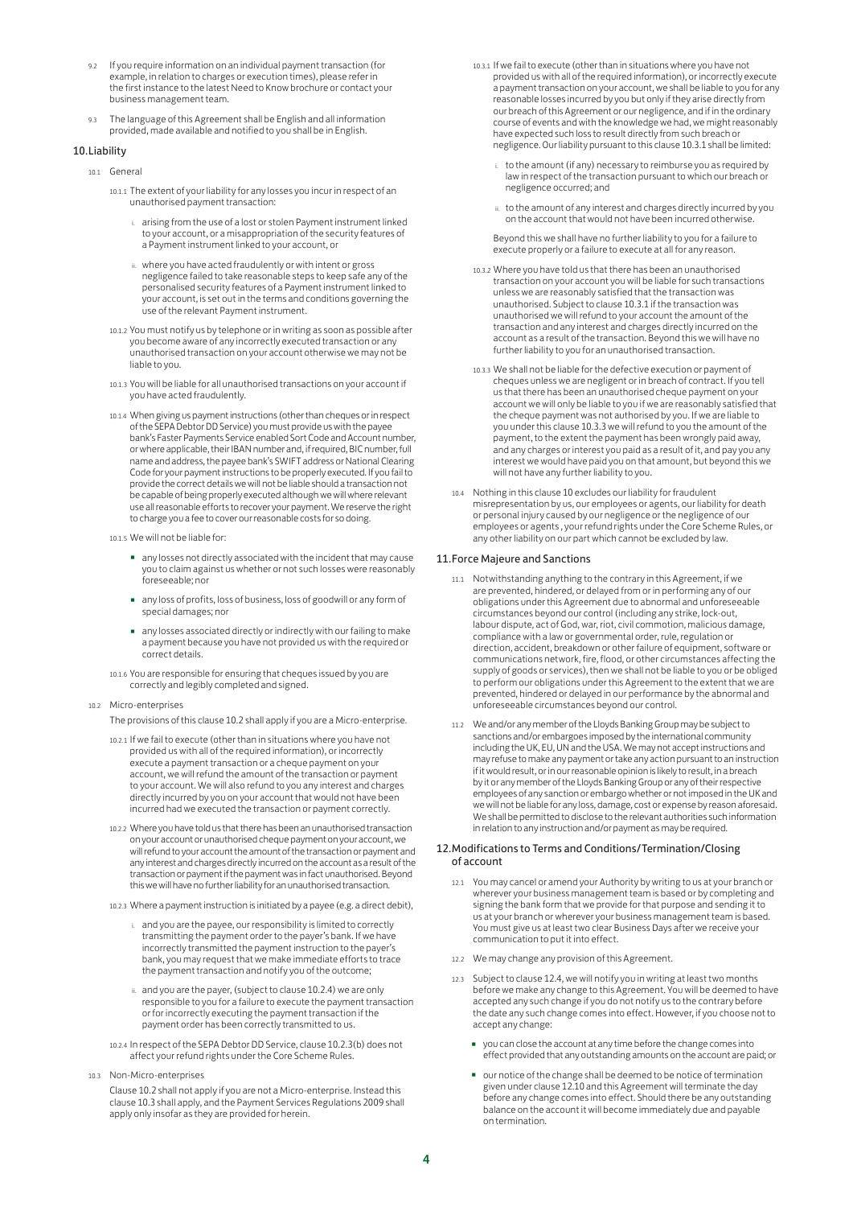9.2 If you require information on an individual payment transaction (for example, in relation to charges or execution times), please refer in the first instance to the latest Need to Know brochure or contact your business management team.

9.3 The language of this Agreement shall be English and all information provided, made available and notified to you shall be in English.

## 10. Liability

10.1 General

10.1.1 The extent of your liability for any losses you incur in respect of an unauthorised payment transaction:

i. arising from the use of a lost or stolen Payment instrument linked to your account, or a misappropriation of the security features of a Payment instrument linked to your account, or

ii. where you have acted fraudulently or with intent or gross negligence failed to take reasonable steps to keep safe any of the personalised security features of a Payment instrument linked to your account, is set out in the terms and conditions governing the use of the relevant Payment instrument.

10.1.2 You must notify us by telephone or in writing as soon as possible after you become aware of any incorrectly executed transaction or any unauthorised transaction on your account otherwise we may not be liable to you.

10.1.3 You will be liable for all unauthorised transactions on your account if you have acted fraudulently.

10.1.4 When giving us payment instructions (other than cheques or in respect of the SEPA Debtor DD Service) you must provide us with the payee bank's Faster Payments Service enabled Sort Code and Account number, or where applicable, their IBAN number and, if required, BIC number, full name and address, the payee bank's SWIFT address or National Clearing Code for your payment instructions to be properly executed. If you fail to provide the correct details we will not be liable should a transaction not be capable of being properly executed although we will where relevant use all reasonable efforts to recover your payment. We reserve the right to charge you a fee to cover our reasonable costs for so doing.

10.1.5 We will not be liable for:

- any losses not directly associated with the incident that may cause you to claim against us whether or not such losses were reasonably foreseeable; nor
- any loss of profits, loss of business, loss of goodwill or any form of special damages; nor
- any losses associated directly or indirectly with our failing to make a payment because you have not provided us with the required or correct details.

10.1.6 You are responsible for ensuring that cheques issued by you are correctly and legibly completed and signed.

10.2 Micro-enterprises

The provisions of this clause 10.2 shall apply if you are a Micro-enterprise.

10.2.1 If we fail to execute (other than in situations where you have not provided us with all of the required information), or incorrectly execute a payment transaction or a cheque payment on your account, we will refund the amount of the transaction or payment to your account. We will also refund to you any interest and charges directly incurred by you on your account that would not have been incurred had we executed the transaction or payment correctly.

10.2.2 Where you have told us that there has been an unauthorised transaction on your account or unauthorised cheque payment on your account, we will refund to your account the amount of the transaction or payment and any interest and charges directly incurred on the account as a result of the transaction or payment if the payment was in fact unauthorised. Beyond this we will have no further liability for an unauthorised transaction.

10.2.3 Where a payment instruction is initiated by a payee (e.g. a direct debit),

i. and you are the payee, our responsibility is limited to correctly transmitting the payment order to the payer's bank. If we have incorrectly transmitted the payment instruction to the payer's bank, you may request that we make immediate efforts to trace the payment transaction and notify you of the outcome;

ii. and you are the payer, (subject to clause 10.2.4) we are only responsible to you for a failure to execute the payment transaction or for incorrectly executing the payment transaction if the payment order has been correctly transmitted to us.

10.2.4 In respect of the SEPA Debtor DD Service, clause 10.2.3(b) does not affect your refund rights under the Core Scheme Rules.

10.3 Non-Micro-enterprises

Clause 10.2 shall not apply if you are not a Micro-enterprise. Instead this clause 10.3 shall apply, and the Payment Services Regulations 2009 shall apply only insofar as they are provided for herein.

10.3.1 If we fail to execute (other than in situations where you have not provided us with all of the required information), or incorrectly execute a payment transaction on your account, we shall be liable to you for any reasonable losses incurred by you but only if they arise directly from our breach of this Agreement or our negligence, and if in the ordinary course of events and with the knowledge we had, we might reasonably have expected such loss to result directly from such breach or negligence. Our liability pursuant to this clause 10.3.1 shall be limited:

i. to the amount (if any) necessary to reimburse you as required by law in respect of the transaction pursuant to which our breach or negligence occurred; and

ii. to the amount of any interest and charges directly incurred by you on the account that would not have been incurred otherwise.

Beyond this we shall have no further liability to you for a failure to execute properly or a failure to execute at all for any reason.

10.3.2 Where you have told us that there has been an unauthorised transaction on your account you will be liable for such transactions unless we are reasonably satisfied that the transaction was unauthorised. Subject to clause 10.3.1 if the transaction was unauthorised we will refund to your account the amount of the transaction and any interest and charges directly incurred on the account as a result of the transaction. Beyond this we will have no further liability to you for an unauthorised transaction.

10.3.3 We shall not be liable for the defective execution or payment of cheques unless we are negligent or in breach of contract. If you tell us that there has been an unauthorised cheque payment on your account we will only be liable to you if we are reasonably satisfied that the cheque payment was not authorised by you. If we are liable to you under this clause 10.3.3 we will refund to you the amount of the payment, to the extent the payment has been wrongly paid away, and any charges or interest you paid as a result of it, and pay you any interest we would have paid you on that amount, but beyond this we will not have any further liability to you.

10.4 Nothing in this clause 10 excludes our liability for fraudulent misrepresentation by us, our employees or agents, our liability for death or personal injury caused by our negligence or the negligence of our employees or agents , your refund rights under the Core Scheme Rules, or any other liability on our part which cannot be excluded by law.

## 11. Force Majeure and Sanctions

11.1 Notwithstanding anything to the contrary in this Agreement, if we are prevented, hindered, or delayed from or in performing any of our obligations under this Agreement due to abnormal and unforeseeable circumstances beyond our control (including any strike, lock-out, labour dispute, act of God, war, riot, civil commotion, malicious damage, compliance with a law or governmental order, rule, regulation or direction, accident, breakdown or other failure of equipment, software or communications network, fire, flood, or other circumstances affecting the supply of goods or services), then we shall not be liable to you or be obliged to perform our obligations under this Agreement to the extent that we are prevented, hindered or delayed in our performance by the abnormal and unforeseeable circumstances beyond our control.

11.2 We and/or any member of the Lloyds Banking Group may be subject to sanctions and/or embargoes imposed by the international community including the UK, EU, UN and the USA. We may not accept instructions and may refuse to make any payment or take any action pursuant to an instruction if it would result, or in our reasonable opinion is likely to result, in a breach by it or any member of the Lloyds Banking Group or any of their respective employees of any sanction or embargo whether or not imposed in the UK and we will not be liable for any loss, damage, cost or expense by reason aforesaid. We shall be permitted to disclose to the relevant authorities such information in relation to any instruction and/or payment as may be required.

## 12. Modifications to Terms and Conditions/Termination/Closing of account

12.1 You may cancel or amend your Authority by writing to us at your branch or wherever your business management team is based or by completing and signing the bank form that we provide for that purpose and sending it to us at your branch or wherever your business management team is based. You must give us at least two clear Business Days after we receive your communication to put it into effect.

12.2 We may change any provision of this Agreement.

12.3 Subject to clause 12.4, we will notify you in writing at least two months before we make any change to this Agreement. You will be deemed to have accepted any such change if you do not notify us to the contrary before the date any such change comes into effect. However, if you choose not to accept any change:

- you can close the account at any time before the change comes into effect provided that any outstanding amounts on the account are paid; or
- our notice of the change shall be deemed to be notice of termination given under clause 12.10 and this Agreement will terminate the day before any change comes into effect. Should there be any outstanding balance on the account it will become immediately due and payable on termination.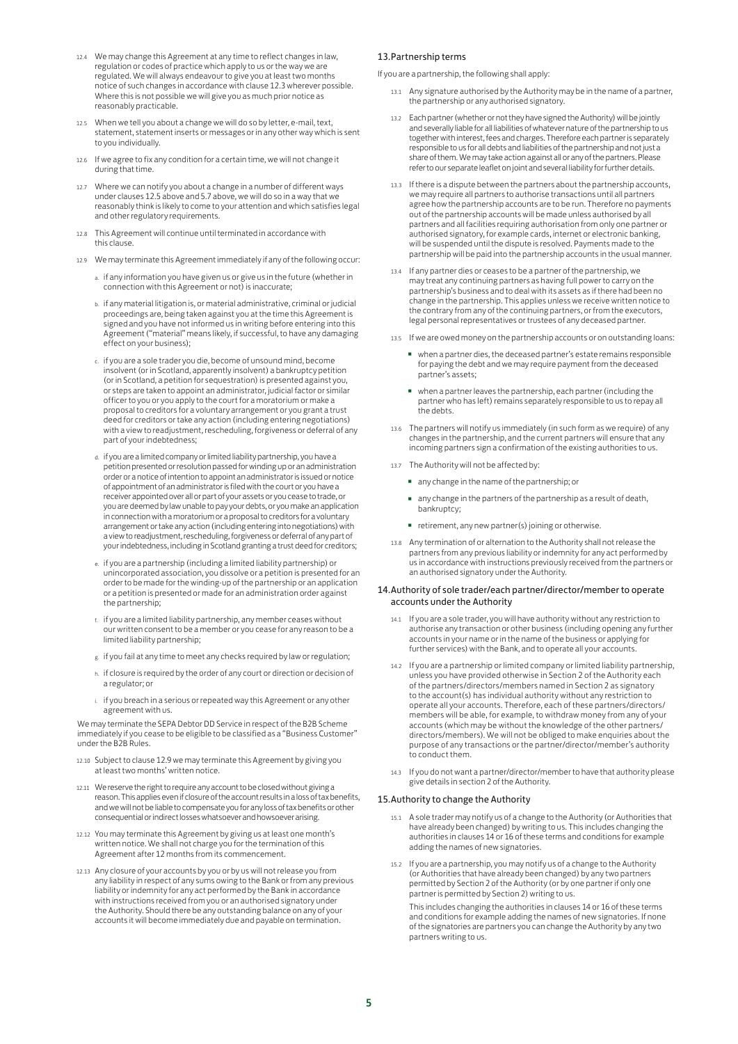12.4 We may change this Agreement at any time to reflect changes in law, regulation or codes of practice which apply to us or the way we are regulated. We will always endeavour to give you at least two months notice of such changes in accordance with clause 12.3 wherever possible. Where this is not possible we will give you as much prior notice as reasonably practicable.

12.5 When we tell you about a change we will do so by letter, e-mail, text, statement, statement inserts or messages or in any other way which is sent to you individually.

12.6 If we agree to fix any condition for a certain time, we will not change it during that time.

12.7 Where we can notify you about a change in a number of different ways under clauses 12.5 above and 5.7 above, we will do so in a way that we reasonably think is likely to come to your attention and which satisfies legal and other regulatory requirements.

12.8 This Agreement will continue until terminated in accordance with this clause.

12.9 We may terminate this Agreement immediately if any of the following occur:

a. if any information you have given us or give us in the future (whether in connection with this Agreement or not) is inaccurate;

b. if any material litigation is, or material administrative, criminal or judicial proceedings are, being taken against you at the time this Agreement is signed and you have not informed us in writing before entering into this Agreement ("material" means likely, if successful, to have any damaging effect on your business);

c. if you are a sole trader you die, become of unsound mind, become insolvent (or in Scotland, apparently insolvent) a bankruptcy petition (or in Scotland, a petition for sequestration) is presented against you, or steps are taken to appoint an administrator, judicial factor or similar officer to you or you apply to the court for a moratorium or make a proposal to creditors for a voluntary arrangement or you grant a trust deed for creditors or take any action (including entering negotiations) with a view to readjustment, rescheduling, forgiveness or deferral of any part of your indebtedness;

d. if you are a limited company or limited liability partnership, you have a petition presented or resolution passed for winding up or an administration order or a notice of intention to appoint an administrator is issued or notice of appointment of an administrator is filed with the court or you have a receiver appointed over all or part of your assets or you cease to trade, or you are deemed by law unable to pay your debts, or you make an application in connection with a moratorium or a proposal to creditors for a voluntary arrangement or take any action (including entering into negotiations) with a view to readjustment, rescheduling, forgiveness or deferral of any part of your indebtedness, including in Scotland granting a trust deed for creditors;

e. if you are a partnership (including a limited liability partnership) or unincorporated association, you dissolve or a petition is presented for an order to be made for the winding-up of the partnership or an application or a petition is presented or made for an administration order against the partnership;

f. if you are a limited liability partnership, any member ceases without our written consent to be a member or you cease for any reason to be a limited liability partnership;

g. if you fail at any time to meet any checks required by law or regulation;

h. if closure is required by the order of any court or direction or decision of a regulator; or

i. if you breach in a serious or repeated way this Agreement or any other agreement with us.

We may terminate the SEPA Debtor DD Service in respect of the B2B Scheme immediately if you cease to be eligible to be classified as a "Business Customer" under the B2B Rules.

12.10 Subject to clause 12.9 we may terminate this Agreement by giving you at least two months' written notice.

12.11 We reserve the right to require any account to be closed without giving a reason. This applies even if closure of the account results in a loss of tax benefits, and we will not be liable to compensate you for any loss of tax benefits or other consequential or indirect losses whatsoever and howsoever arising.

12.12 You may terminate this Agreement by giving us at least one month's written notice. We shall not charge you for the termination of this Agreement after 12 months from its commencement.

12.13 Any closure of your accounts by you or by us will not release you from any liability in respect of any sums owing to the Bank or from any previous liability or indemnity for any act performed by the Bank in accordance with instructions received from you or an authorised signatory under the Authority. Should there be any outstanding balance on any of your accounts it will become immediately due and payable on termination.

## 13. Partnership terms

If you are a partnership, the following shall apply:

13.1 Any signature authorised by the Authority may be in the name of a partner, the partnership or any authorised signatory.

13.2 Each partner (whether or not they have signed the Authority) will be jointly and severally liable for all liabilities of whatever nature of the partnership to us together with interest, fees and charges. Therefore each partner is separately responsible to us for all debts and liabilities of the partnership and not just a share of them. We may take action against all or any of the partners. Please refer to our separate leaflet on joint and several liability for further details.

13.3 If there is a dispute between the partners about the partnership accounts, we may require all partners to authorise transactions until all partners agree how the partnership accounts are to be run. Therefore no payments out of the partnership accounts will be made unless authorised by all partners and all facilities requiring authorisation from only one partner or authorised signatory, for example cards, internet or electronic banking, will be suspended until the dispute is resolved. Payments made to the partnership will be paid into the partnership accounts in the usual manner.

13.4 If any partner dies or ceases to be a partner of the partnership, we may treat any continuing partners as having full power to carry on the partnership's business and to deal with its assets as if there had been no change in the partnership. This applies unless we receive written notice to the contrary from any of the continuing partners, or from the executors, legal personal representatives or trustees of any deceased partner.

13.5 If we are owed money on the partnership accounts or on outstanding loans:

- when a partner dies, the deceased partner's estate remains responsible for paying the debt and we may require payment from the deceased partner's assets;
- when a partner leaves the partnership, each partner (including the partner who has left) remains separately responsible to us to repay all the debts.

13.6 The partners will notify us immediately (in such form as we require) of any changes in the partnership, and the current partners will ensure that any incoming partners sign a confirmation of the existing authorities to us.

13.7 The Authority will not be affected by:

- any change in the name of the partnership; or
- any change in the partners of the partnership as a result of death, bankruptcy;
- retirement, any new partner(s) joining or otherwise.

13.8 Any termination of or alternation to the Authority shall not release the partners from any previous liability or indemnity for any act performed by us in accordance with instructions previously received from the partners or an authorised signatory under the Authority.

## 14. Authority of sole trader/each partner/director/member to operate accounts under the Authority

14.1 If you are a sole trader, you will have authority without any restriction to authorise any transaction or other business (including opening any further accounts in your name or in the name of the business or applying for further services) with the Bank, and to operate all your accounts.

14.2 If you are a partnership or limited company or limited liability partnership, unless you have provided otherwise in Section 2 of the Authority each of the partners/directors/members named in Section 2 as signatory to the account(s) has individual authority without any restriction to operate all your accounts. Therefore, each of these partners/directors/members will be able, for example, to withdraw money from any of your accounts (which may be without the knowledge of the other partners/directors/members). We will not be obliged to make enquiries about the purpose of any transactions or the partner/director/member's authority to conduct them.

14.3 If you do not want a partner/director/member to have that authority please give details in section 2 of the Authority.

## 15. Authority to change the Authority

15.1 A sole trader may notify us of a change to the Authority (or Authorities that have already been changed) by writing to us. This includes changing the authorities in clauses 14 or 16 of these terms and conditions for example adding the names of new signatories.

15.2 If you are a partnership, you may notify us of a change to the Authority (or Authorities that have already been changed) by any two partners permitted by Section 2 of the Authority (or by one partner if only one partner is permitted by Section 2) writing to us.

This includes changing the authorities in clauses 14 or 16 of these terms and conditions for example adding the names of new signatories. If none of the signatories are partners you can change the Authority by any two partners writing to us.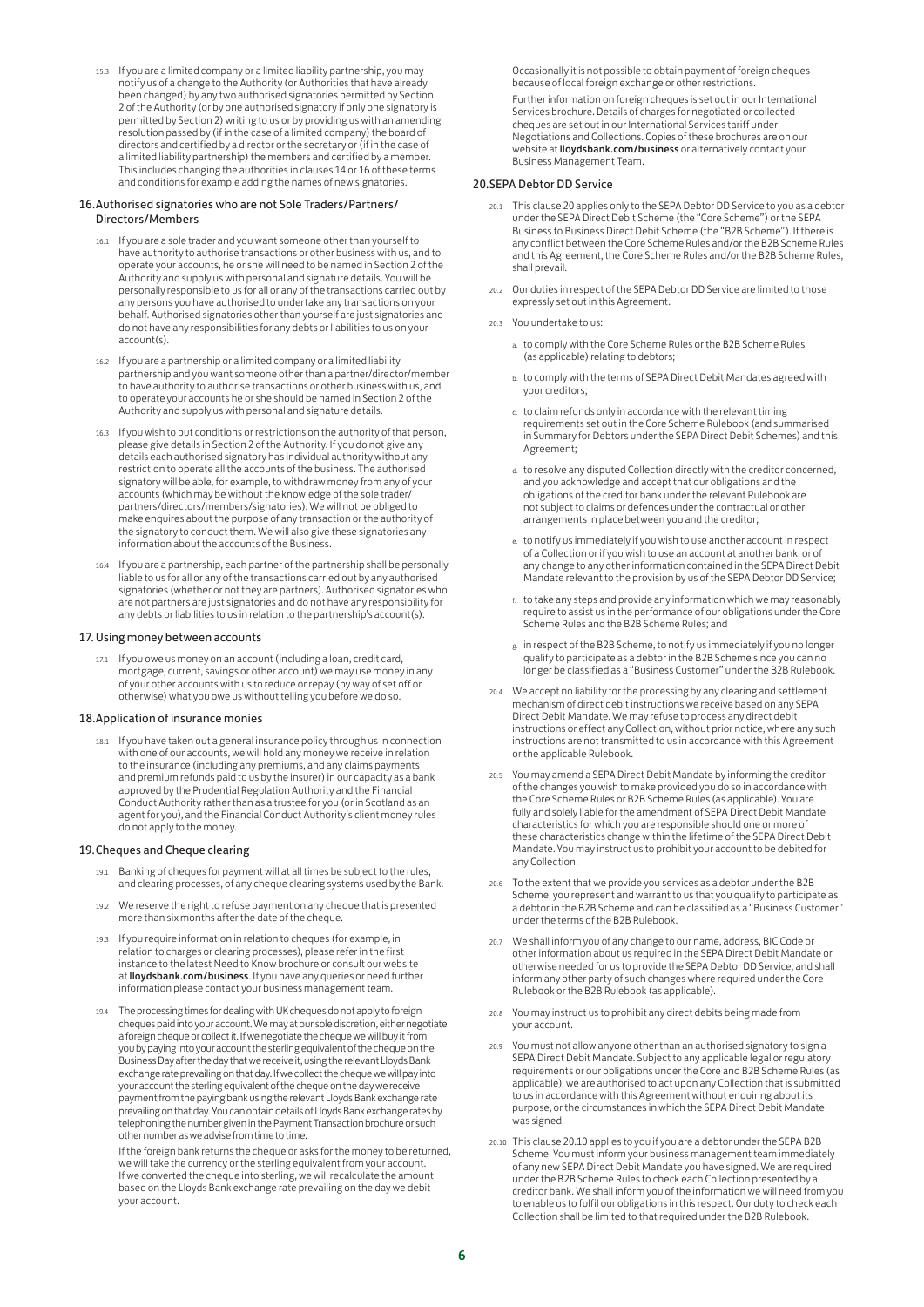15.3 If you are a limited company or a limited liability partnership, you may notify us of a change to the Authority (or Authorities that have already been changed) by any two authorised signatories permitted by Section 2 of the Authority (or by one authorised signatory if only one signatory is permitted by Section 2) writing to us or by providing us with an amending resolution passed by (if in the case of a limited company) the board of directors and certified by a director or the secretary or (if in the case of a limited liability partnership) the members and certified by a member. This includes changing the authorities in clauses 14 or 16 of these terms and conditions for example adding the names of new signatories.

## 16. Authorised signatories who are not Sole Traders/Partners/ Directors/Members

16.1 If you are a sole trader and you want someone other than yourself to have authority to authorise transactions or other business with us, and to operate your accounts, he or she will need to be named in Section 2 of the Authority and supply us with personal and signature details. You will be personally responsible to us for all or any of the transactions carried out by any persons you have authorised to undertake any transactions on your behalf. Authorised signatories other than yourself are just signatories and do not have any responsibilities for any debts or liabilities to us on your account(s).

16.2 If you are a partnership or a limited company or a limited liability partnership and you want someone other than a partner/director/member to have authority to authorise transactions or other business with us, and to operate your accounts he or she should be named in Section 2 of the Authority and supply us with personal and signature details.

16.3 If you wish to put conditions or restrictions on the authority of that person, please give details in Section 2 of the Authority. If you do not give any details each authorised signatory has individual authority without any restriction to operate all the accounts of the business. The authorised signatory will be able, for example, to withdraw money from any of your accounts (which may be without the knowledge of the sole trader/ partners/directors/members/signatories). We will not be obliged to make enquires about the purpose of any transaction or the authority of the signatory to conduct them. We will also give these signatories any information about the accounts of the Business.

16.4 If you are a partnership, each partner of the partnership shall be personally liable to us for all or any of the transactions carried out by any authorised signatories (whether or not they are partners). Authorised signatories who are not partners are just signatories and do not have any responsibility for any debts or liabilities to us in relation to the partnership's account(s).

## 17. Using money between accounts

17.1 If you owe us money on an account (including a loan, credit card, mortgage, current, savings or other account) we may use money in any of your other accounts with us to reduce or repay (by way of set off or otherwise) what you owe us without telling you before we do so.

## 18. Application of insurance monies

18.1 If you have taken out a general insurance policy through us in connection with one of our accounts, we will hold any money we receive in relation to the insurance (including any premiums, and any claims payments and premium refunds paid to us by the insurer) in our capacity as a bank approved by the Prudential Regulation Authority and the Financial Conduct Authority rather than as a trustee for you (or in Scotland as an agent for you), and the Financial Conduct Authority's client money rules do not apply to the money.

## 19. Cheques and Cheque clearing

19.1 Banking of cheques for payment will at all times be subject to the rules, and clearing processes, of any cheque clearing systems used by the Bank.

19.2 We reserve the right to refuse payment on any cheque that is presented more than six months after the date of the cheque.

19.3 If you require information in relation to cheques (for example, in relation to charges or clearing processes), please refer in the first instance to the latest Need to Know brochure or consult our website at **lloydsbank.com/business**. If you have any queries or need further information please contact your business management team.

19.4 The processing times for dealing with UK cheques do not apply to foreign cheques paid into your account. We may at our sole discretion, either negotiate a foreign cheque or collect it. If we negotiate the cheque we will buy it from you by paying into your account the sterling equivalent of the cheque on the Business Day after the day that we receive it, using the relevant Lloyds Bank exchange rate prevailing on that day. If we collect the cheque we will pay into your account the sterling equivalent of the cheque on the day we receive payment from the paying bank using the relevant Lloyds Bank exchange rate prevailing on that day. You can obtain details of Lloyds Bank exchange rates by telephoning the number given in the Payment Transaction brochure or such other number as we advise from time to time.

If the foreign bank returns the cheque or asks for the money to be returned, we will take the currency or the sterling equivalent from your account. If we converted the cheque into sterling, we will recalculate the amount based on the Lloyds Bank exchange rate prevailing on the day we debit your account.

Occasionally it is not possible to obtain payment of foreign cheques because of local foreign exchange or other restrictions.

Further information on foreign cheques is set out in our International Services brochure. Details of charges for negotiated or collected cheques are set out in our International Services tariff under Negotiations and Collections. Copies of these brochures are on our website at **lloydsbank.com/business** or alternatively contact your Business Management Team.

## 20. SEPA Debtor DD Service

20.1 This clause 20 applies only to the SEPA Debtor DD Service to you as a debtor under the SEPA Direct Debit Scheme (the "Core Scheme") or the SEPA Business to Business Direct Debit Scheme (the "B2B Scheme"). If there is any conflict between the Core Scheme Rules and/or the B2B Scheme Rules and this Agreement, the Core Scheme Rules and/or the B2B Scheme Rules, shall prevail.

20.2 Our duties in respect of the SEPA Debtor DD Service are limited to those expressly set out in this Agreement.

20.3 You undertake to us:

a. to comply with the Core Scheme Rules or the B2B Scheme Rules (as applicable) relating to debtors;

b. to comply with the terms of SEPA Direct Debit Mandates agreed with your creditors;

c. to claim refunds only in accordance with the relevant timing requirements set out in the Core Scheme Rulebook (and summarised in Summary for Debtors under the SEPA Direct Debit Schemes) and this Agreement;

d. to resolve any disputed Collection directly with the creditor concerned, and you acknowledge and accept that our obligations and the obligations of the creditor bank under the relevant Rulebook are not subject to claims or defences under the contractual or other arrangements in place between you and the creditor;

e. to notify us immediately if you wish to use another account in respect of a Collection or if you wish to use an account at another bank, or of any change to any other information contained in the SEPA Direct Debit Mandate relevant to the provision by us of the SEPA Debtor DD Service;

f. to take any steps and provide any information which we may reasonably require to assist us in the performance of our obligations under the Core Scheme Rules and the B2B Scheme Rules; and

g. in respect of the B2B Scheme, to notify us immediately if you no longer qualify to participate as a debtor in the B2B Scheme since you can no longer be classified as a "Business Customer" under the B2B Rulebook.

20.4 We accept no liability for the processing by any clearing and settlement mechanism of direct debit instructions we receive based on any SEPA Direct Debit Mandate. We may refuse to process any direct debit instructions or effect any Collection, without prior notice, where any such instructions are not transmitted to us in accordance with this Agreement or the applicable Rulebook.

20.5 You may amend a SEPA Direct Debit Mandate by informing the creditor of the changes you wish to make provided you do so in accordance with the Core Scheme Rules or B2B Scheme Rules (as applicable). You are fully and solely liable for the amendment of SEPA Direct Debit Mandate characteristics for which you are responsible should one or more of these characteristics change within the lifetime of the SEPA Direct Debit Mandate. You may instruct us to prohibit your account to be debited for any Collection.

20.6 To the extent that we provide you services as a debtor under the B2B Scheme, you represent and warrant to us that you qualify to participate as a debtor in the B2B Scheme and can be classified as a "Business Customer" under the terms of the B2B Rulebook.

20.7 We shall inform you of any change to our name, address, BIC Code or other information about us required in the SEPA Direct Debit Mandate or otherwise needed for us to provide the SEPA Debtor DD Service, and shall inform any other party of such changes where required under the Core Rulebook or the B2B Rulebook (as applicable).

20.8 You may instruct us to prohibit any direct debits being made from your account.

20.9 You must not allow anyone other than an authorised signatory to sign a SEPA Direct Debit Mandate. Subject to any applicable legal or regulatory requirements or our obligations under the Core and B2B Scheme Rules (as applicable), we are authorised to act upon any Collection that is submitted to us in accordance with this Agreement without enquiring about its purpose, or the circumstances in which the SEPA Direct Debit Mandate was signed.

20.10 This clause 20.10 applies to you if you are a debtor under the SEPA B2B Scheme. You must inform your business management team immediately of any new SEPA Direct Debit Mandate you have signed. We are required under the B2B Scheme Rules to check each Collection presented by a creditor bank. We shall inform you of the information we will need from you to enable us to fulfil our obligations in this respect. Our duty to check each Collection shall be limited to that required under the B2B Rulebook.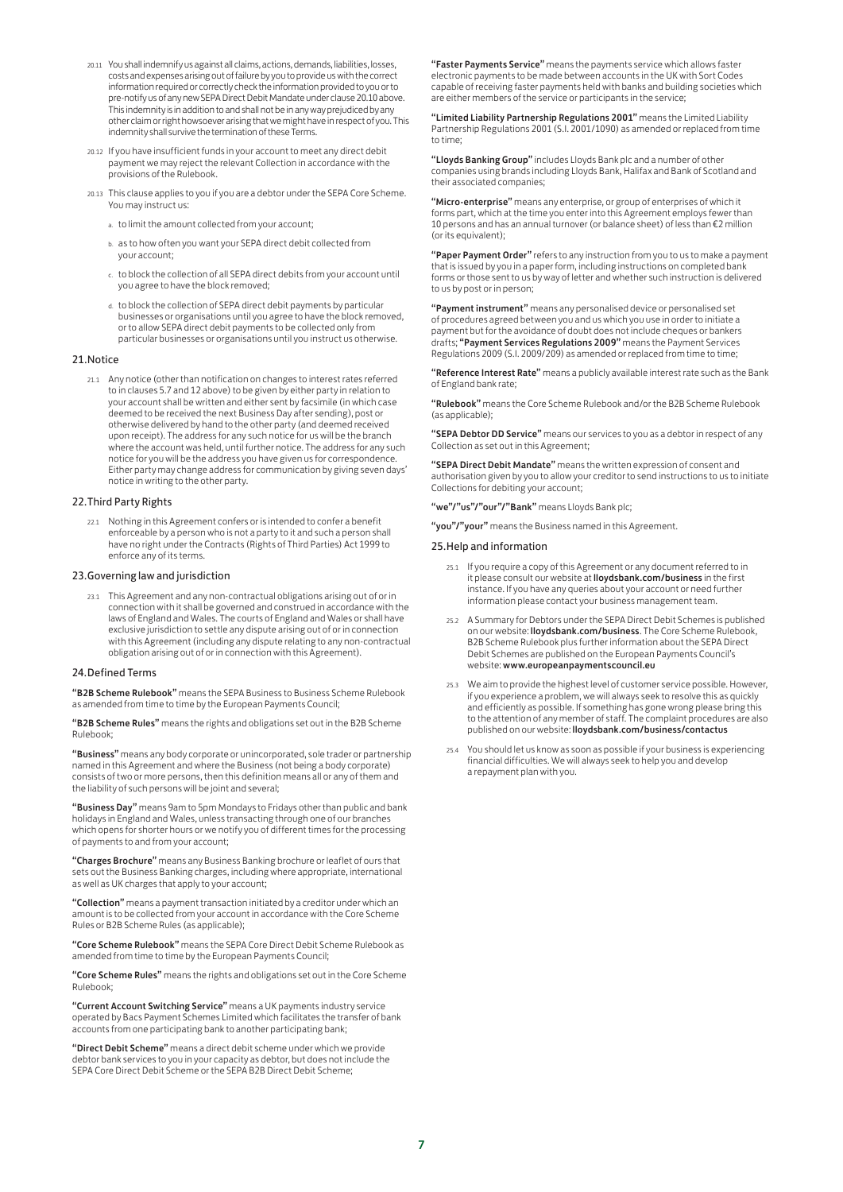20.11 You shall indemnify us against all claims, actions, demands, liabilities, losses, costs and expenses arising out of failure by you to provide us with the correct information required or correctly check the information provided to you or to pre-notify us of any new SEPA Direct Debit Mandate under clause 20.10 above. This indemnity is in addition to and shall not be in any way prejudiced by any other claim or right howsoever arising that we might have in respect of you. This indemnity shall survive the termination of these Terms.

20.12 If you have insufficient funds in your account to meet any direct debit payment we may reject the relevant Collection in accordance with the provisions of the Rulebook.

20.13 This clause applies to you if you are a debtor under the SEPA Core Scheme. You may instruct us:

a. to limit the amount collected from your account;

b. as to how often you want your SEPA direct debit collected from your account;

c. to block the collection of all SEPA direct debits from your account until you agree to have the block removed;

d. to block the collection of SEPA direct debit payments by particular businesses or organisations until you agree to have the block removed, or to allow SEPA direct debit payments to be collected only from particular businesses or organisations until you instruct us otherwise.

## 21. Notice

21.1 Any notice (other than notification on changes to interest rates referred to in clauses 5.7 and 12 above) to be given by either party in relation to your account shall be written and either sent by facsimile (in which case deemed to be received the next Business Day after sending), post or otherwise delivered by hand to the other party (and deemed received upon receipt). The address for any such notice for us will be the branch where the account was held, until further notice. The address for any such notice for you will be the address you have given us for correspondence. Either party may change address for communication by giving seven days' notice in writing to the other party.

## 22. Third Party Rights

22.1 Nothing in this Agreement confers or is intended to confer a benefit enforceable by a person who is not a party to it and such a person shall have no right under the Contracts (Rights of Third Parties) Act 1999 to enforce any of its terms.

## 23. Governing law and jurisdiction

23.1 This Agreement and any non-contractual obligations arising out of or in connection with it shall be governed and construed in accordance with the laws of England and Wales. The courts of England and Wales or shall have exclusive jurisdiction to settle any dispute arising out of or in connection with this Agreement (including any dispute relating to any non-contractual obligation arising out of or in connection with this Agreement).

## 24. Defined Terms

**"B2B Scheme Rulebook"** means the SEPA Business to Business Scheme Rulebook as amended from time to time by the European Payments Council;

**"B2B Scheme Rules"** means the rights and obligations set out in the B2B Scheme Rulebook;

**"Business"** means any body corporate or unincorporated, sole trader or partnership named in this Agreement and where the Business (not being a body corporate) consists of two or more persons, then this definition means all or any of them and the liability of such persons will be joint and several;

**"Business Day"** means 9am to 5pm Mondays to Fridays other than public and bank holidays in England and Wales, unless transacting through one of our branches which opens for shorter hours or we notify you of different times for the processing of payments to and from your account;

**"Charges Brochure"** means any Business Banking brochure or leaflet of ours that sets out the Business Banking charges, including where appropriate, international as well as UK charges that apply to your account;

**"Collection"** means a payment transaction initiated by a creditor under which an amount is to be collected from your account in accordance with the Core Scheme Rules or B2B Scheme Rules (as applicable);

**"Core Scheme Rulebook"** means the SEPA Core Direct Debit Scheme Rulebook as amended from time to time by the European Payments Council;

**"Core Scheme Rules"** means the rights and obligations set out in the Core Scheme Rulebook;

**"Current Account Switching Service"** means a UK payments industry service operated by Bacs Payment Schemes Limited which facilitates the transfer of bank accounts from one participating bank to another participating bank;

**"Direct Debit Scheme"** means a direct debit scheme under which we provide debtor bank services to you in your capacity as debtor, but does not include the SEPA Core Direct Debit Scheme or the SEPA B2B Direct Debit Scheme;

**"Faster Payments Service"** means the payments service which allows faster electronic payments to be made between accounts in the UK with Sort Codes capable of receiving faster payments held with banks and building societies which are either members of the service or participants in the service;

**"Limited Liability Partnership Regulations 2001"** means the Limited Liability Partnership Regulations 2001 (S.I. 2001/1090) as amended or replaced from time to time;

**"Lloyds Banking Group"** includes Lloyds Bank plc and a number of other companies using brands including Lloyds Bank, Halifax and Bank of Scotland and their associated companies;

**"Micro-enterprise"** means any enterprise, or group of enterprises of which it forms part, which at the time you enter into this Agreement employs fewer than 10 persons and has an annual turnover (or balance sheet) of less than €2 million (or its equivalent);

**"Paper Payment Order"** refers to any instruction from you to us to make a payment that is issued by you in a paper form, including instructions on completed bank forms or those sent to us by way of letter and whether such instruction is delivered to us by post or in person;

**"Payment instrument"** means any personalised device or personalised set of procedures agreed between you and us which you use in order to initiate a payment but for the avoidance of doubt does not include cheques or bankers drafts; **"Payment Services Regulations 2009"** means the Payment Services Regulations 2009 (S.I. 2009/209) as amended or replaced from time to time;

**"Reference Interest Rate"** means a publicly available interest rate such as the Bank of England bank rate;

**"Rulebook"** means the Core Scheme Rulebook and/or the B2B Scheme Rulebook (as applicable);

**"SEPA Debtor DD Service"** means our services to you as a debtor in respect of any Collection as set out in this Agreement;

**"SEPA Direct Debit Mandate"** means the written expression of consent and authorisation given by you to allow your creditor to send instructions to us to initiate Collections for debiting your account;

**"we"/"us"/"our"/"Bank"** means Lloyds Bank plc;

**"you"/"your"** means the Business named in this Agreement.

## 25. Help and information

25.1 If you require a copy of this Agreement or any document referred to in it please consult our website at **lloydsbank.com/business** in the first instance. If you have any queries about your account or need further information please contact your business management team.

25.2 A Summary for Debtors under the SEPA Direct Debit Schemes is published on our website: **lloydsbank.com/business**. The Core Scheme Rulebook, B2B Scheme Rulebook plus further information about the SEPA Direct Debit Schemes are published on the European Payments Council's website: **www.europeanpaymentscouncil.eu**

25.3 We aim to provide the highest level of customer service possible. However, if you experience a problem, we will always seek to resolve this as quickly and efficiently as possible. If something has gone wrong please bring this to the attention of any member of staff. The complaint procedures are also published on our website: **lloydsbank.com/business/contactus**

25.4 You should let us know as soon as possible if your business is experiencing financial difficulties. We will always seek to help you and develop a repayment plan with you.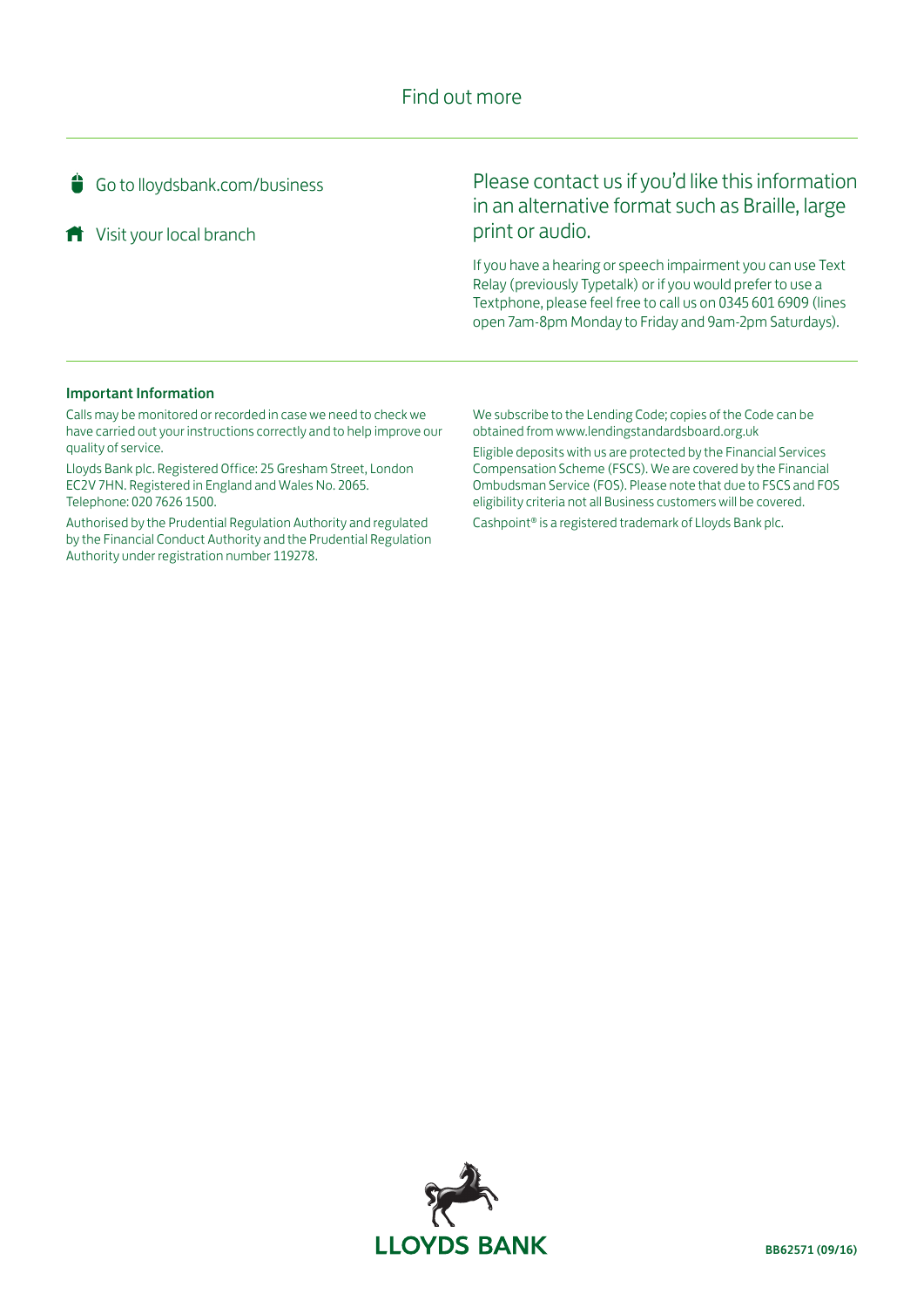## Find out more

Go to lloydsbank.com/business

Visit your local branch

Please contact us if you'd like this information in an alternative format such as Braille, large print or audio.

If you have a hearing or speech impairment you can use Text Relay (previously Typetalk) or if you would prefer to use a Textphone, please feel free to call us on 0345 601 6909 (lines open 7am-8pm Monday to Friday and 9am-2pm Saturdays).

### Important Information

Calls may be monitored or recorded in case we need to check we have carried out your instructions correctly and to help improve our quality of service.

Lloyds Bank plc. Registered Office: 25 Gresham Street, London EC2V 7HN. Registered in England and Wales No. 2065. Telephone: 020 7626 1500.

Authorised by the Prudential Regulation Authority and regulated by the Financial Conduct Authority and the Prudential Regulation Authority under registration number 119278.

We subscribe to the Lending Code; copies of the Code can be obtained from www.lendingstandardsboard.org.uk

Eligible deposits with us are protected by the Financial Services Compensation Scheme (FSCS). We are covered by the Financial Ombudsman Service (FOS). Please note that due to FSCS and FOS eligibility criteria not all Business customers will be covered.

Cashpoint® is a registered trademark of Lloyds Bank plc.

LLOYDS BANK

BB62571 (09/16)